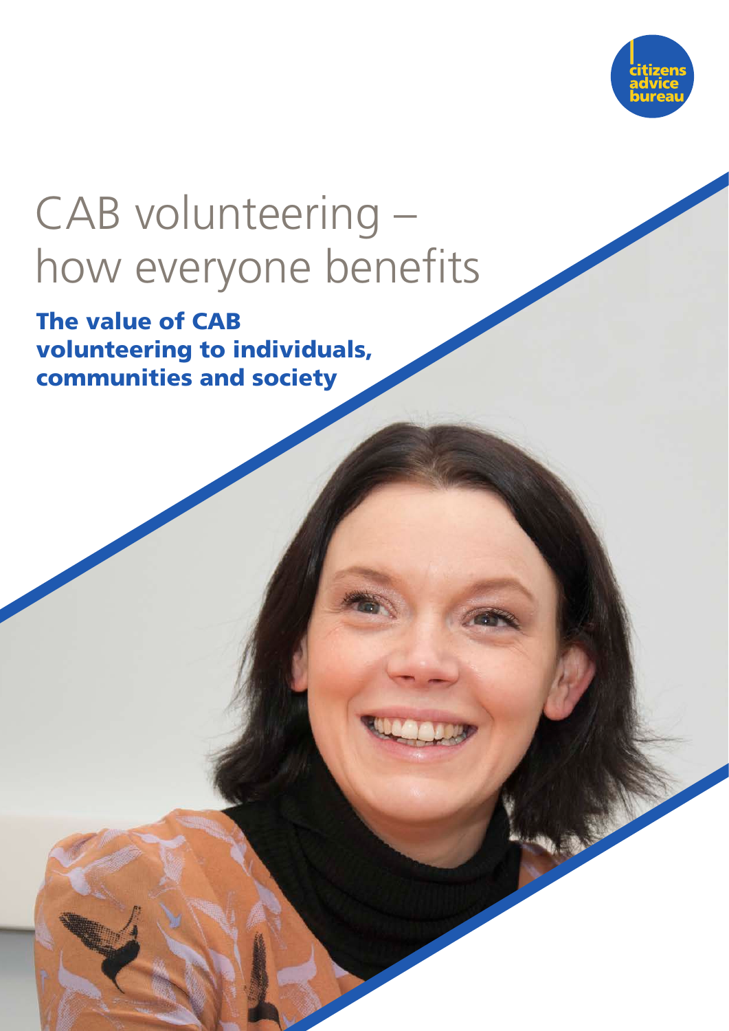citizens advice bureau

# CAB volunteering – how everyone benefits

## The value of CAB volunteering to individuals, communities and society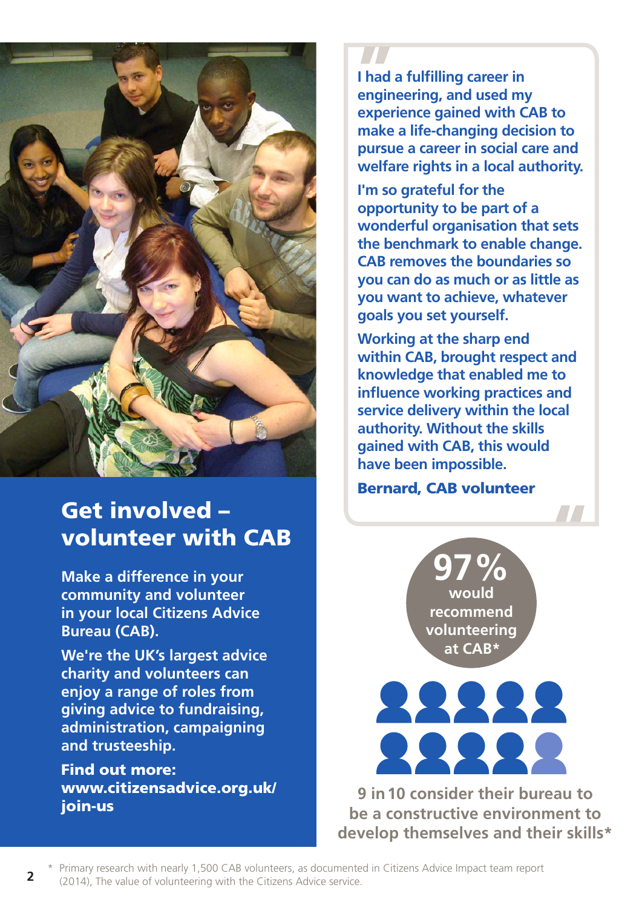## Get involved – volunteer with CAB

**Make a difference in your community and volunteer in your local Citizens Advice Bureau (CAB).**

**We're the UK's largest advice charity and volunteers can enjoy a range of roles from giving advice to fundraising, administration, campaigning and trusteeship.**

**Find out more: www.citizensadvice.org.uk/join-us**

> I had a fulfilling career in engineering, and used my experience gained with CAB to make a life-changing decision to pursue a career in social care and welfare rights in a local authority.
>
> I'm so grateful for the opportunity to be part of a wonderful organisation that sets the benchmark to enable change. CAB removes the boundaries so you can do as much or as little as you want to achieve, whatever goals you set yourself.
>
> Working at the sharp end within CAB, brought respect and knowledge that enabled me to influence working practices and service delivery within the local authority. Without the skills gained with CAB, this would have been impossible.
>
> **Bernard, CAB volunteer**

**97%** would recommend volunteering at CAB*

**9 in 10 consider their bureau to be a constructive environment to develop themselves and their skills***

\* Primary research with nearly 1,500 CAB volunteers, as documented in Citizens Advice Impact team report (2014), The value of volunteering with the Citizens Advice service.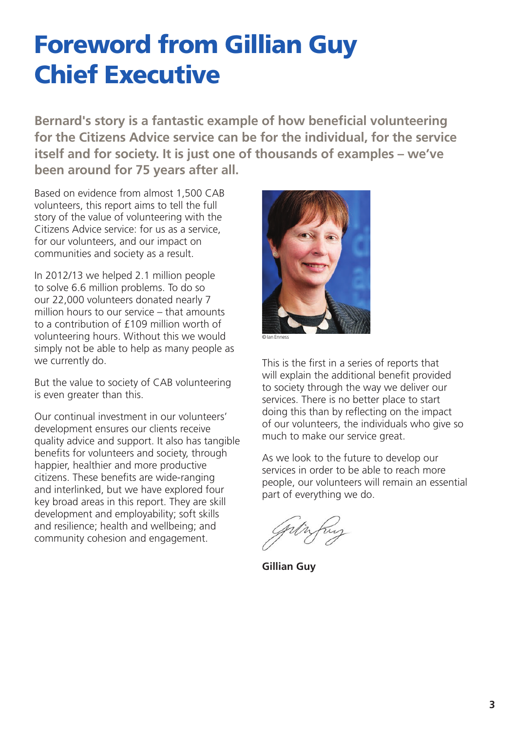# Foreword from Gillian Guy Chief Executive

**Bernard's story is a fantastic example of how beneficial volunteering for the Citizens Advice service can be for the individual, for the service itself and for society. It is just one of thousands of examples – we've been around for 75 years after all.**

Based on evidence from almost 1,500 CAB volunteers, this report aims to tell the full story of the value of volunteering with the Citizens Advice service: for us as a service, for our volunteers, and our impact on communities and society as a result.

In 2012/13 we helped 2.1 million people to solve 6.6 million problems. To do so our 22,000 volunteers donated nearly 7 million hours to our service – that amounts to a contribution of £109 million worth of volunteering hours. Without this we would simply not be able to help as many people as we currently do.

But the value to society of CAB volunteering is even greater than this.

Our continual investment in our volunteers' development ensures our clients receive quality advice and support. It also has tangible benefits for volunteers and society, through happier, healthier and more productive citizens. These benefits are wide-ranging and interlinked, but we have explored four key broad areas in this report. They are skill development and employability; soft skills and resilience; health and wellbeing; and community cohesion and engagement.

© Ian Enness

This is the first in a series of reports that will explain the additional benefit provided to society through the way we deliver our services. There is no better place to start doing this than by reflecting on the impact of our volunteers, the individuals who give so much to make our service great.

As we look to the future to develop our services in order to be able to reach more people, our volunteers will remain an essential part of everything we do.

**Gillian Guy**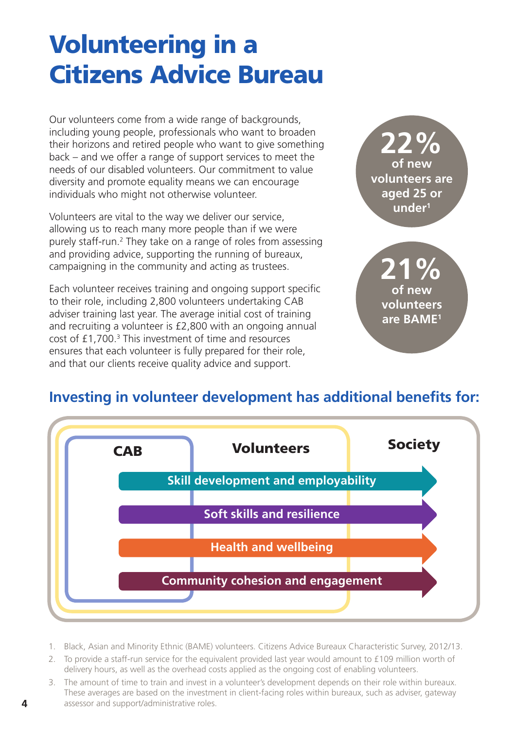# Volunteering in a Citizens Advice Bureau

Our volunteers come from a wide range of backgrounds, including young people, professionals who want to broaden their horizons and retired people who want to give something back – and we offer a range of support services to meet the needs of our disabled volunteers. Our commitment to value diversity and promote equality means we can encourage individuals who might not otherwise volunteer.

Volunteers are vital to the way we deliver our service, allowing us to reach many more people than if we were purely staff-run.[2] They take on a range of roles from assessing and providing advice, supporting the running of bureaux, campaigning in the community and acting as trustees.

Each volunteer receives training and ongoing support specific to their role, including 2,800 volunteers undertaking CAB adviser training last year. The average initial cost of training and recruiting a volunteer is £2,800 with an ongoing annual cost of £1,700.[3] This investment of time and resources ensures that each volunteer is fully prepared for their role, and that our clients receive quality advice and support.

**22%** of new volunteers are aged 25 or under[1]

**21%** of new volunteers are BAME[1]

## Investing in volunteer development has additional benefits for:

CAB

Volunteers

Society

Skill development and employability

Soft skills and resilience

Health and wellbeing

Community cohesion and engagement

1. Black, Asian and Minority Ethnic (BAME) volunteers. Citizens Advice Bureaux Characteristic Survey, 2012/13.
2. To provide a staff-run service for the equivalent provided last year would amount to £109 million worth of delivery hours, as well as the overhead costs applied as the ongoing cost of enabling volunteers.
3. The amount of time to train and invest in a volunteer's development depends on their role within bureaux. These averages are based on the investment in client-facing roles within bureaux, such as adviser, gateway assessor and support/administrative roles.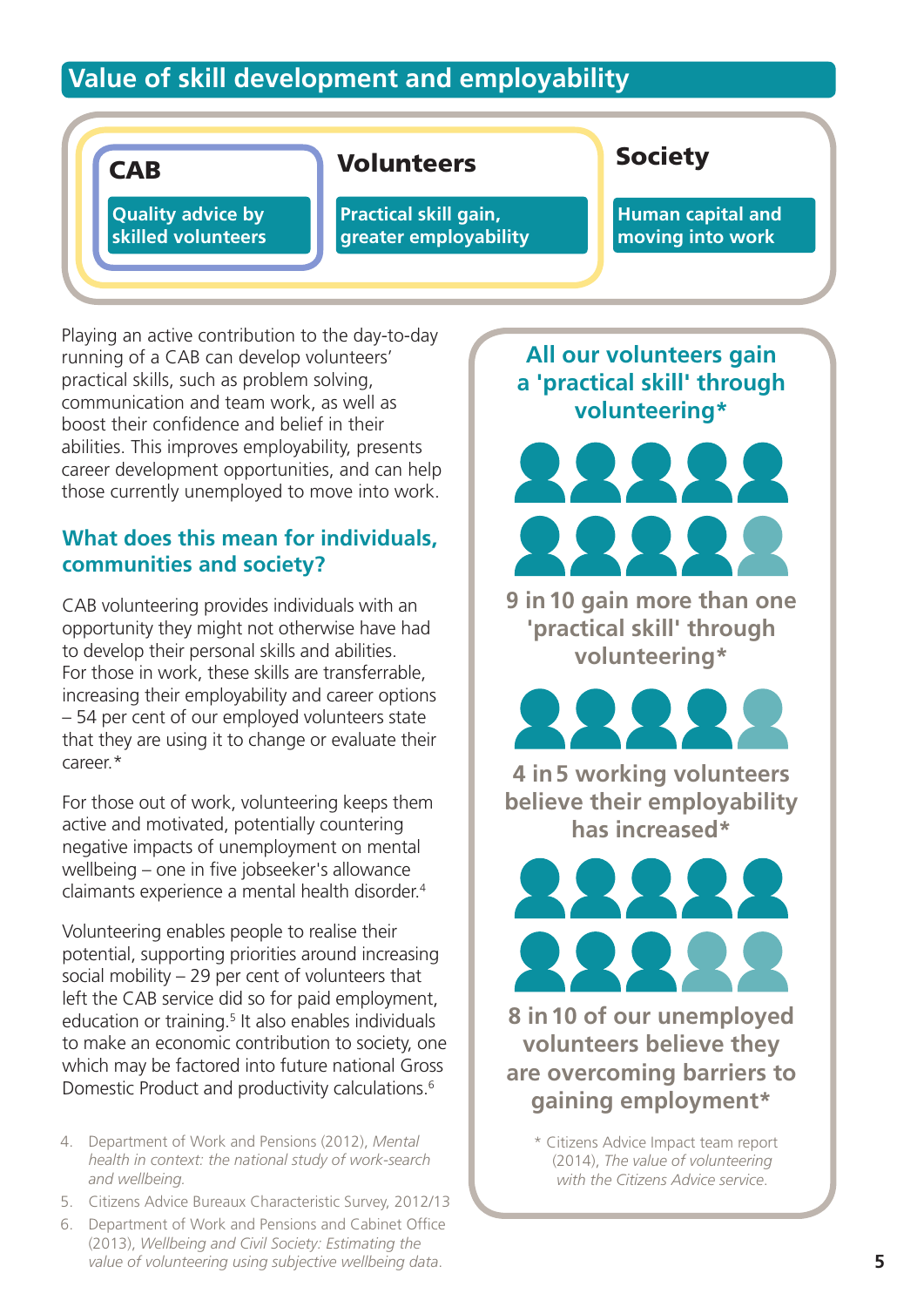## Value of skill development and employability

**CAB**
Quality advice by skilled volunteers

**Volunteers**
Practical skill gain, greater employability

**Society**
Human capital and moving into work

Playing an active contribution to the day-to-day running of a CAB can develop volunteers' practical skills, such as problem solving, communication and team work, as well as boost their confidence and belief in their abilities. This improves employability, presents career development opportunities, and can help those currently unemployed to move into work.

### What does this mean for individuals, communities and society?

CAB volunteering provides individuals with an opportunity they might not otherwise have had to develop their personal skills and abilities. For those in work, these skills are transferrable, increasing their employability and career options – 54 per cent of our employed volunteers state that they are using it to change or evaluate their career.*

For those out of work, volunteering keeps them active and motivated, potentially countering negative impacts of unemployment on mental wellbeing – one in five jobseeker's allowance claimants experience a mental health disorder.[4]

Volunteering enables people to realise their potential, supporting priorities around increasing social mobility – 29 per cent of volunteers that left the CAB service did so for paid employment, education or training.[5] It also enables individuals to make an economic contribution to society, one which may be factored into future national Gross Domestic Product and productivity calculations.[6]

4. Department of Work and Pensions (2012), *Mental health in context: the national study of work-search and wellbeing.*
5. Citizens Advice Bureaux Characteristic Survey, 2012/13
6. Department of Work and Pensions and Cabinet Office (2013), *Wellbeing and Civil Society: Estimating the value of volunteering using subjective wellbeing data.*

**All our volunteers gain a 'practical skill' through volunteering***

**9 in 10 gain more than one 'practical skill' through volunteering***

**4 in 5 working volunteers believe their employability has increased***

**8 in 10 of our unemployed volunteers believe they are overcoming barriers to gaining employment***

\* Citizens Advice Impact team report (2014), *The value of volunteering with the Citizens Advice service.*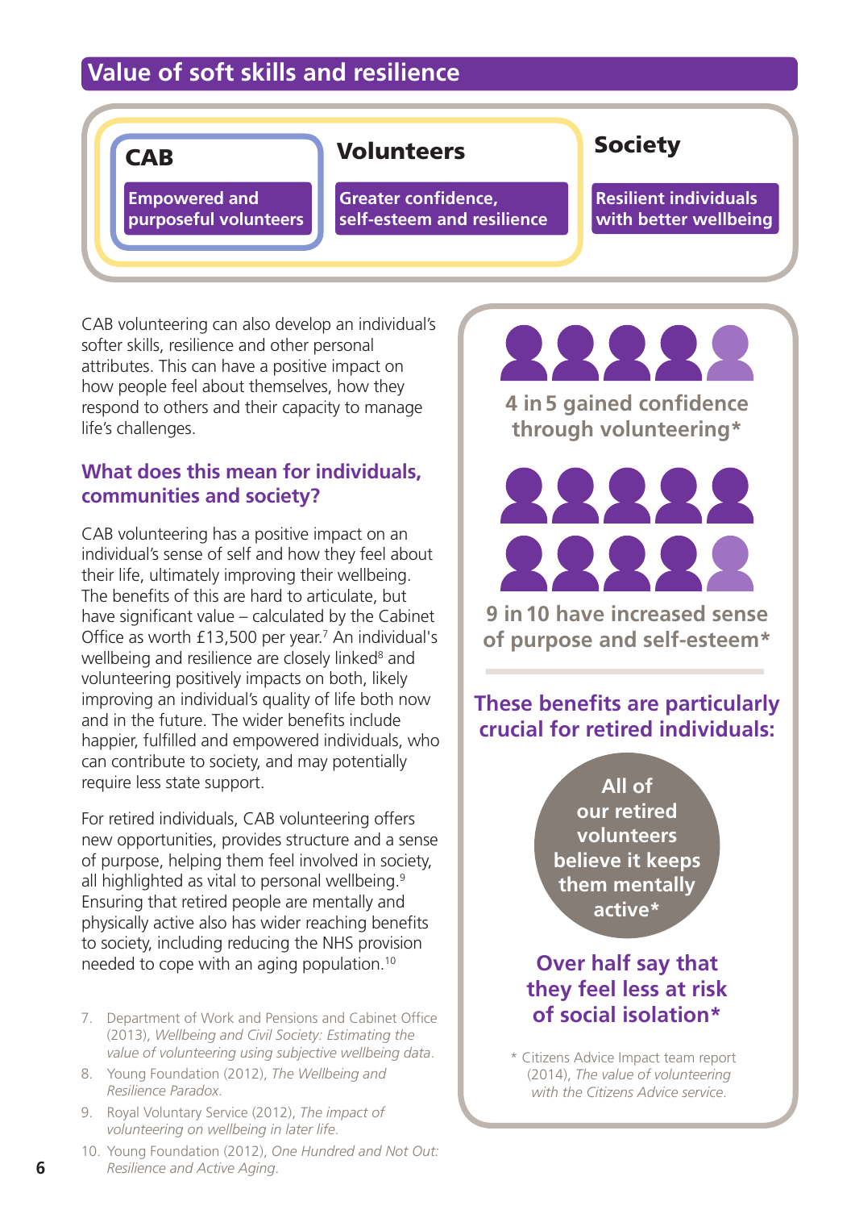## Value of soft skills and resilience

**CAB**
Empowered and purposeful volunteers

**Volunteers**
Greater confidence, self-esteem and resilience

**Society**
Resilient individuals with better wellbeing

CAB volunteering can also develop an individual's softer skills, resilience and other personal attributes. This can have a positive impact on how people feel about themselves, how they respond to others and their capacity to manage life's challenges.

### What does this mean for individuals, communities and society?

CAB volunteering has a positive impact on an individual's sense of self and how they feel about their life, ultimately improving their wellbeing. The benefits of this are hard to articulate, but have significant value – calculated by the Cabinet Office as worth £13,500 per year.[7] An individual's wellbeing and resilience are closely linked[8] and volunteering positively impacts on both, likely improving an individual's quality of life both now and in the future. The wider benefits include happier, fulfilled and empowered individuals, who can contribute to society, and may potentially require less state support.

For retired individuals, CAB volunteering offers new opportunities, provides structure and a sense of purpose, helping them feel involved in society, all highlighted as vital to personal wellbeing.[9] Ensuring that retired people are mentally and physically active also has wider reaching benefits to society, including reducing the NHS provision needed to cope with an aging population.[10]

7. Department of Work and Pensions and Cabinet Office (2013), *Wellbeing and Civil Society: Estimating the value of volunteering using subjective wellbeing data*.
8. Young Foundation (2012), *The Wellbeing and Resilience Paradox*.
9. Royal Voluntary Service (2012), *The impact of volunteering on wellbeing in later life*.
10. Young Foundation (2012), *One Hundred and Not Out: Resilience and Active Aging*.

**4 in 5 gained confidence through volunteering***

**9 in 10 have increased sense of purpose and self-esteem***

**These benefits are particularly crucial for retired individuals:**

**All of our retired volunteers believe it keeps them mentally active***

**Over half say that they feel less at risk of social isolation***

\* Citizens Advice Impact team report (2014), *The value of volunteering with the Citizens Advice service*.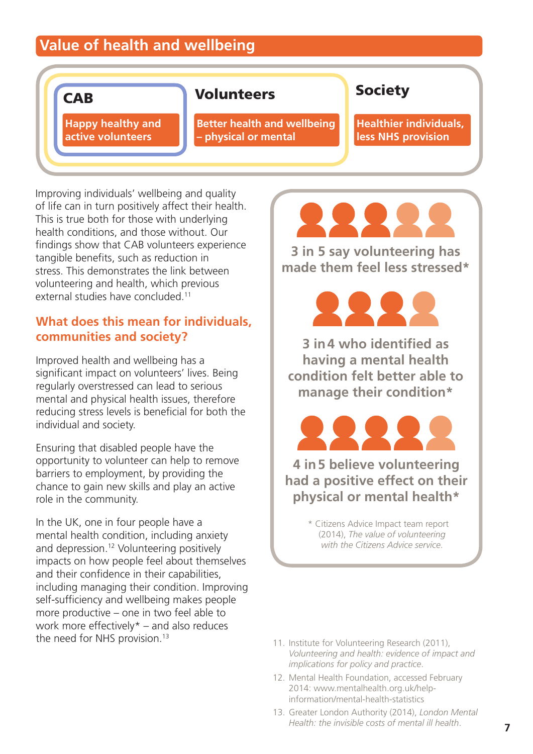## Value of health and wellbeing

**CAB**

Happy healthy and active volunteers

**Volunteers**

Better health and wellbeing – physical or mental

**Society**

Healthier individuals, less NHS provision

Improving individuals' wellbeing and quality of life can in turn positively affect their health. This is true both for those with underlying health conditions, and those without. Our findings show that CAB volunteers experience tangible benefits, such as reduction in stress. This demonstrates the link between volunteering and health, which previous external studies have concluded.[11]

### What does this mean for individuals, communities and society?

Improved health and wellbeing has a significant impact on volunteers' lives. Being regularly overstressed can lead to serious mental and physical health issues, therefore reducing stress levels is beneficial for both the individual and society.

Ensuring that disabled people have the opportunity to volunteer can help to remove barriers to employment, by providing the chance to gain new skills and play an active role in the community.

In the UK, one in four people have a mental health condition, including anxiety and depression.[12] Volunteering positively impacts on how people feel about themselves and their confidence in their capabilities, including managing their condition. Improving self-sufficiency and wellbeing makes people more productive – one in two feel able to work more effectively* – and also reduces the need for NHS provision.[13]

**3 in 5 say volunteering has made them feel less stressed***

**3 in 4 who identified as having a mental health condition felt better able to manage their condition***

**4 in 5 believe volunteering had a positive effect on their physical or mental health***

* Citizens Advice Impact team report (2014), *The value of volunteering with the Citizens Advice service.*

11. Institute for Volunteering Research (2011), *Volunteering and health: evidence of impact and implications for policy and practice.*
12. Mental Health Foundation, accessed February 2014: www.mentalhealth.org.uk/help-information/mental-health-statistics
13. Greater London Authority (2014), *London Mental Health: the invisible costs of mental ill health.*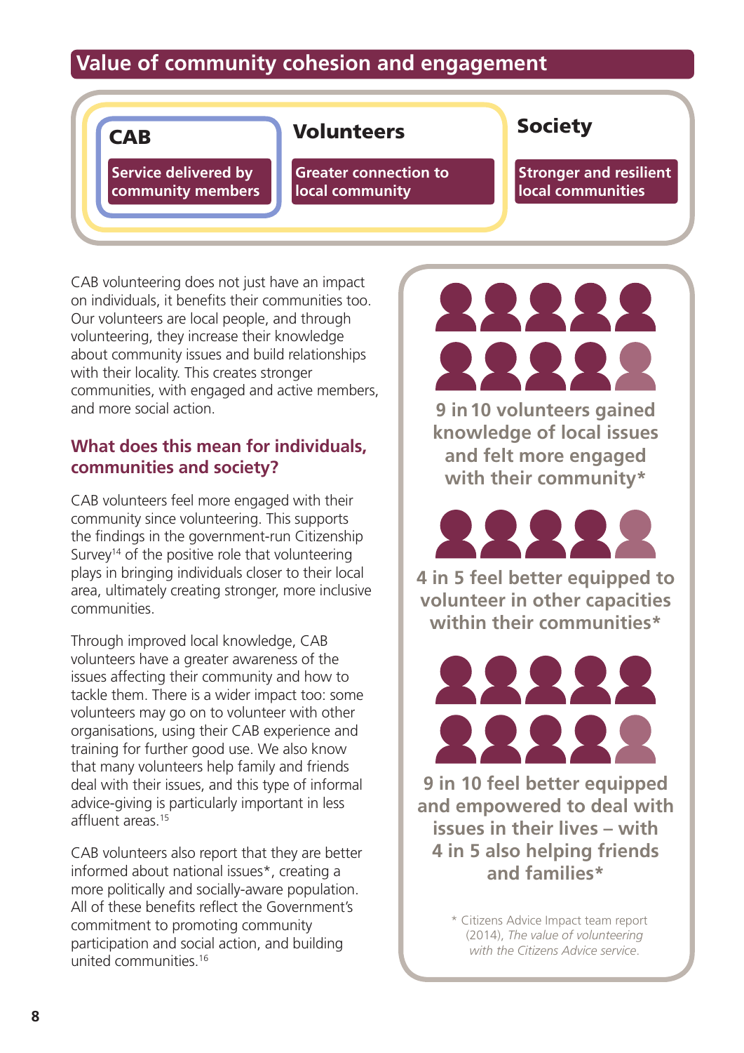## Value of community cohesion and engagement

**CAB**
Service delivered by community members

**Volunteers**
Greater connection to local community

**Society**
Stronger and resilient local communities

CAB volunteering does not just have an impact on individuals, it benefits their communities too. Our volunteers are local people, and through volunteering, they increase their knowledge about community issues and build relationships with their locality. This creates stronger communities, with engaged and active members, and more social action.

### What does this mean for individuals, communities and society?

CAB volunteers feel more engaged with their community since volunteering. This supports the findings in the government-run Citizenship Survey[14] of the positive role that volunteering plays in bringing individuals closer to their local area, ultimately creating stronger, more inclusive communities.

Through improved local knowledge, CAB volunteers have a greater awareness of the issues affecting their community and how to tackle them. There is a wider impact too: some volunteers may go on to volunteer with other organisations, using their CAB experience and training for further good use. We also know that many volunteers help family and friends deal with their issues, and this type of informal advice-giving is particularly important in less affluent areas.[15]

CAB volunteers also report that they are better informed about national issues*, creating a more politically and socially-aware population. All of these benefits reflect the Government's commitment to promoting community participation and social action, and building united communities.[16]

**9 in 10 volunteers gained knowledge of local issues and felt more engaged with their community***

**4 in 5 feel better equipped to volunteer in other capacities within their communities***

**9 in 10 feel better equipped and empowered to deal with issues in their lives – with 4 in 5 also helping friends and families***

\* Citizens Advice Impact team report (2014), *The value of volunteering with the Citizens Advice service*.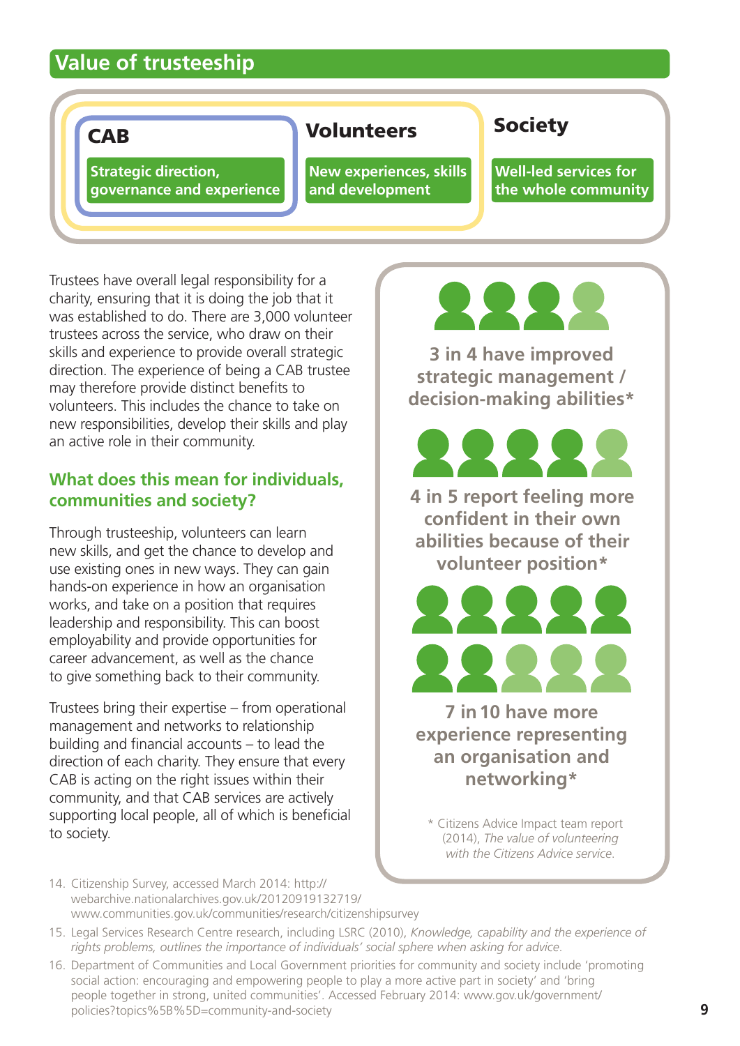## Value of trusteeship

**CAB**

Strategic direction, governance and experience

**Volunteers**

New experiences, skills and development

**Society**

Well-led services for the whole community

Trustees have overall legal responsibility for a charity, ensuring that it is doing the job that it was established to do. There are 3,000 volunteer trustees across the service, who draw on their skills and experience to provide overall strategic direction. The experience of being a CAB trustee may therefore provide distinct benefits to volunteers. This includes the chance to take on new responsibilities, develop their skills and play an active role in their community.

### What does this mean for individuals, communities and society?

Through trusteeship, volunteers can learn new skills, and get the chance to develop and use existing ones in new ways. They can gain hands-on experience in how an organisation works, and take on a position that requires leadership and responsibility. This can boost employability and provide opportunities for career advancement, as well as the chance to give something back to their community.

Trustees bring their expertise – from operational management and networks to relationship building and financial accounts – to lead the direction of each charity. They ensure that every CAB is acting on the right issues within their community, and that CAB services are actively supporting local people, all of which is beneficial to society.

**3 in 4 have improved strategic management / decision-making abilities***

**4 in 5 report feeling more confident in their own abilities because of their volunteer position***

**7 in 10 have more experience representing an organisation and networking***

* Citizens Advice Impact team report (2014), *The value of volunteering with the Citizens Advice service.*

14. Citizenship Survey, accessed March 2014: http://webarchive.nationalarchives.gov.uk/20120919132719/www.communities.gov.uk/communities/research/citizenshipsurvey
15. Legal Services Research Centre research, including LSRC (2010), *Knowledge, capability and the experience of rights problems, outlines the importance of individuals' social sphere when asking for advice.*
16. Department of Communities and Local Government priorities for community and society include 'promoting social action: encouraging and empowering people to play a more active part in society' and 'bring people together in strong, united communities'. Accessed February 2014: www.gov.uk/government/policies?topics%5B%5D=community-and-society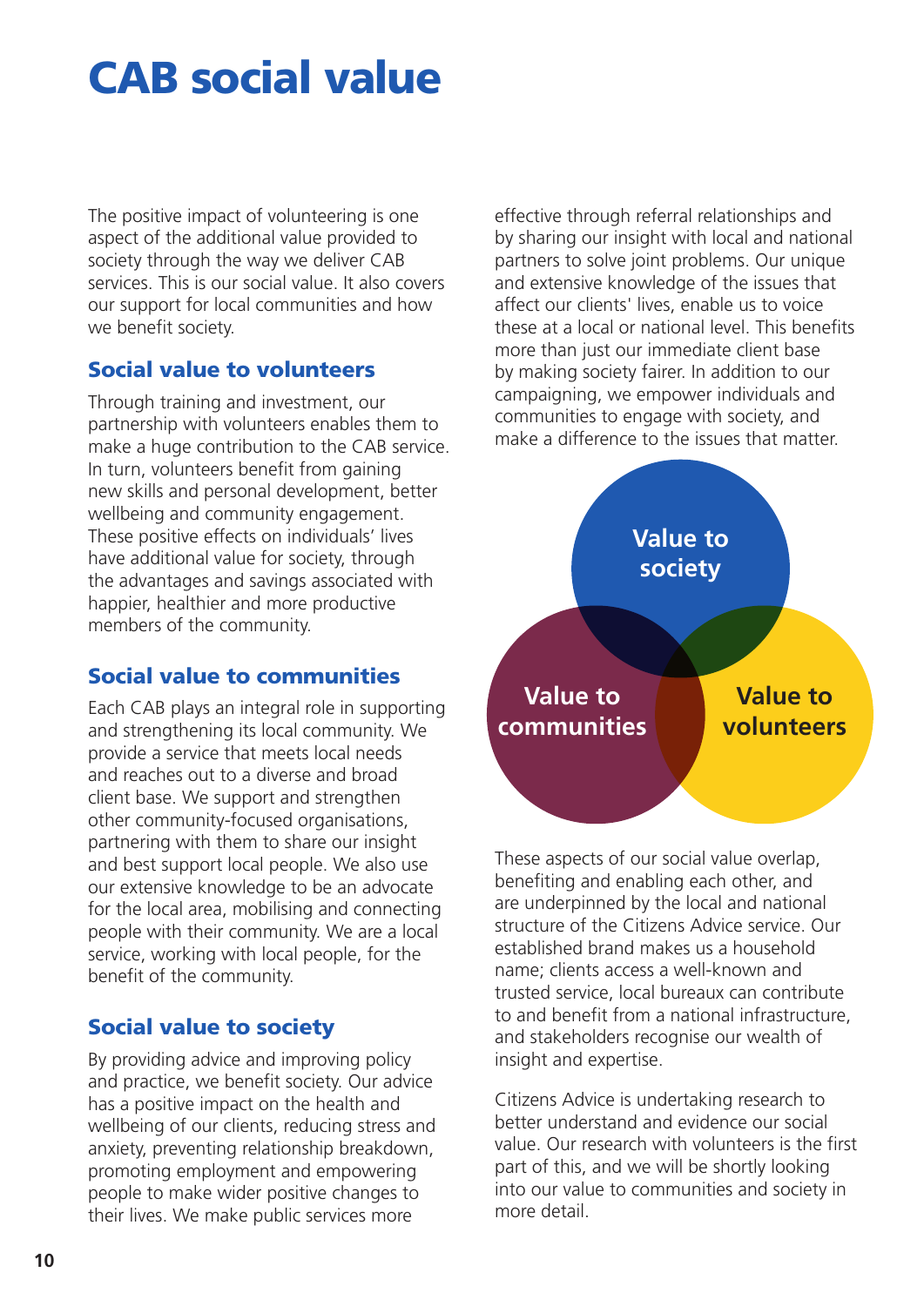# CAB social value

The positive impact of volunteering is one aspect of the additional value provided to society through the way we deliver CAB services. This is our social value. It also covers our support for local communities and how we benefit society.

## Social value to volunteers

Through training and investment, our partnership with volunteers enables them to make a huge contribution to the CAB service. In turn, volunteers benefit from gaining new skills and personal development, better wellbeing and community engagement. These positive effects on individuals' lives have additional value for society, through the advantages and savings associated with happier, healthier and more productive members of the community.

## Social value to communities

Each CAB plays an integral role in supporting and strengthening its local community. We provide a service that meets local needs and reaches out to a diverse and broad client base. We support and strengthen other community-focused organisations, partnering with them to share our insight and best support local people. We also use our extensive knowledge to be an advocate for the local area, mobilising and connecting people with their community. We are a local service, working with local people, for the benefit of the community.

## Social value to society

By providing advice and improving policy and practice, we benefit society. Our advice has a positive impact on the health and wellbeing of our clients, reducing stress and anxiety, preventing relationship breakdown, promoting employment and empowering people to make wider positive changes to their lives. We make public services more effective through referral relationships and by sharing our insight with local and national partners to solve joint problems. Our unique and extensive knowledge of the issues that affect our clients' lives, enable us to voice these at a local or national level. This benefits more than just our immediate client base by making society fairer. In addition to our campaigning, we empower individuals and communities to engage with society, and make a difference to the issues that matter.

Value to society

Value to communities

Value to volunteers

These aspects of our social value overlap, benefiting and enabling each other, and are underpinned by the local and national structure of the Citizens Advice service. Our established brand makes us a household name; clients access a well-known and trusted service, local bureaux can contribute to and benefit from a national infrastructure, and stakeholders recognise our wealth of insight and expertise.

Citizens Advice is undertaking research to better understand and evidence our social value. Our research with volunteers is the first part of this, and we will be shortly looking into our value to communities and society in more detail.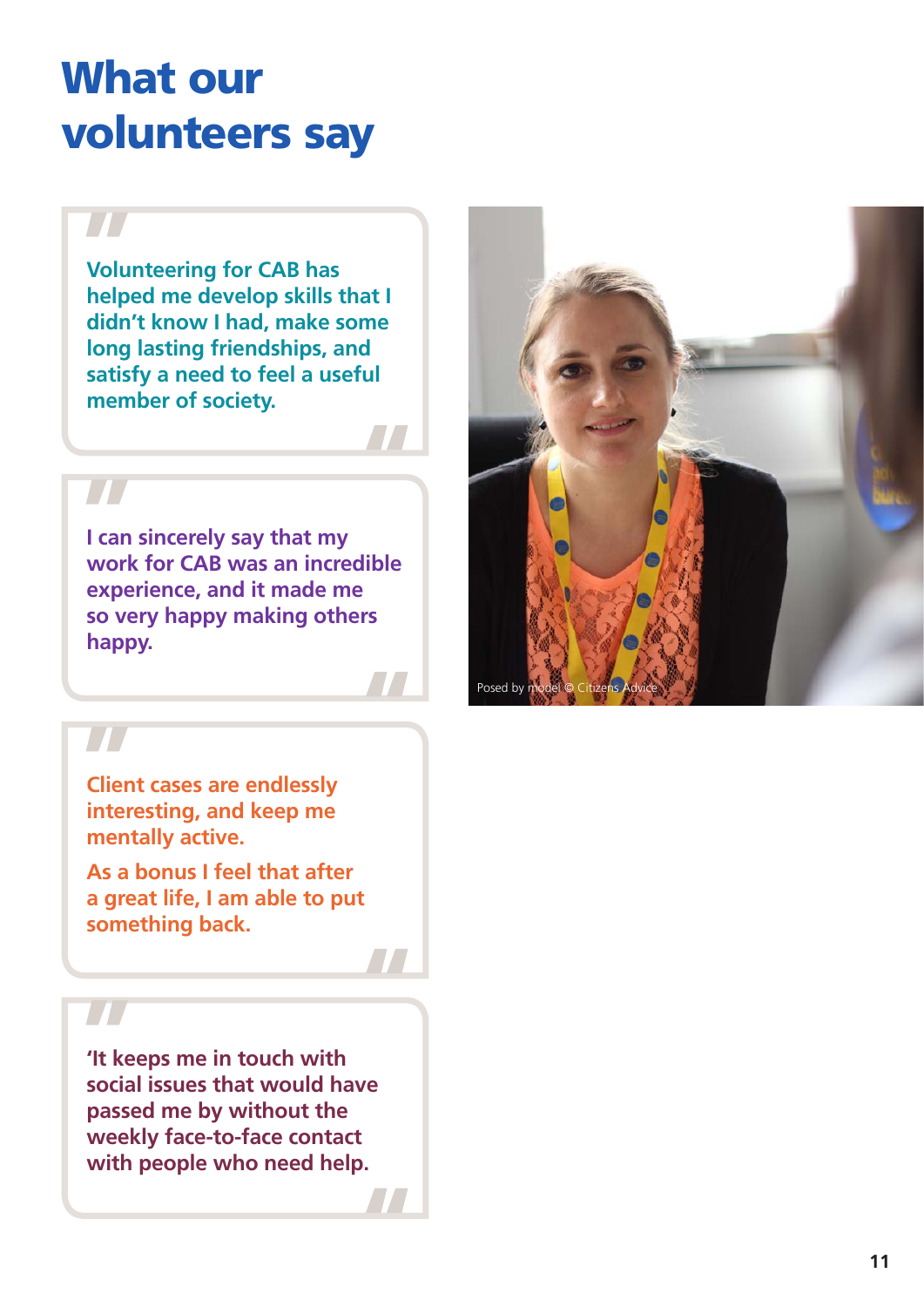# What our volunteers say

> Volunteering for CAB has helped me develop skills that I didn't know I had, make some long lasting friendships, and satisfy a need to feel a useful member of society.

> I can sincerely say that my work for CAB was an incredible experience, and it made me so very happy making others happy.

> Client cases are endlessly interesting, and keep me mentally active.
>
> As a bonus I feel that after a great life, I am able to put something back.

> 'It keeps me in touch with social issues that would have passed me by without the weekly face-to-face contact with people who need help.

Posed by model © Citizens Advice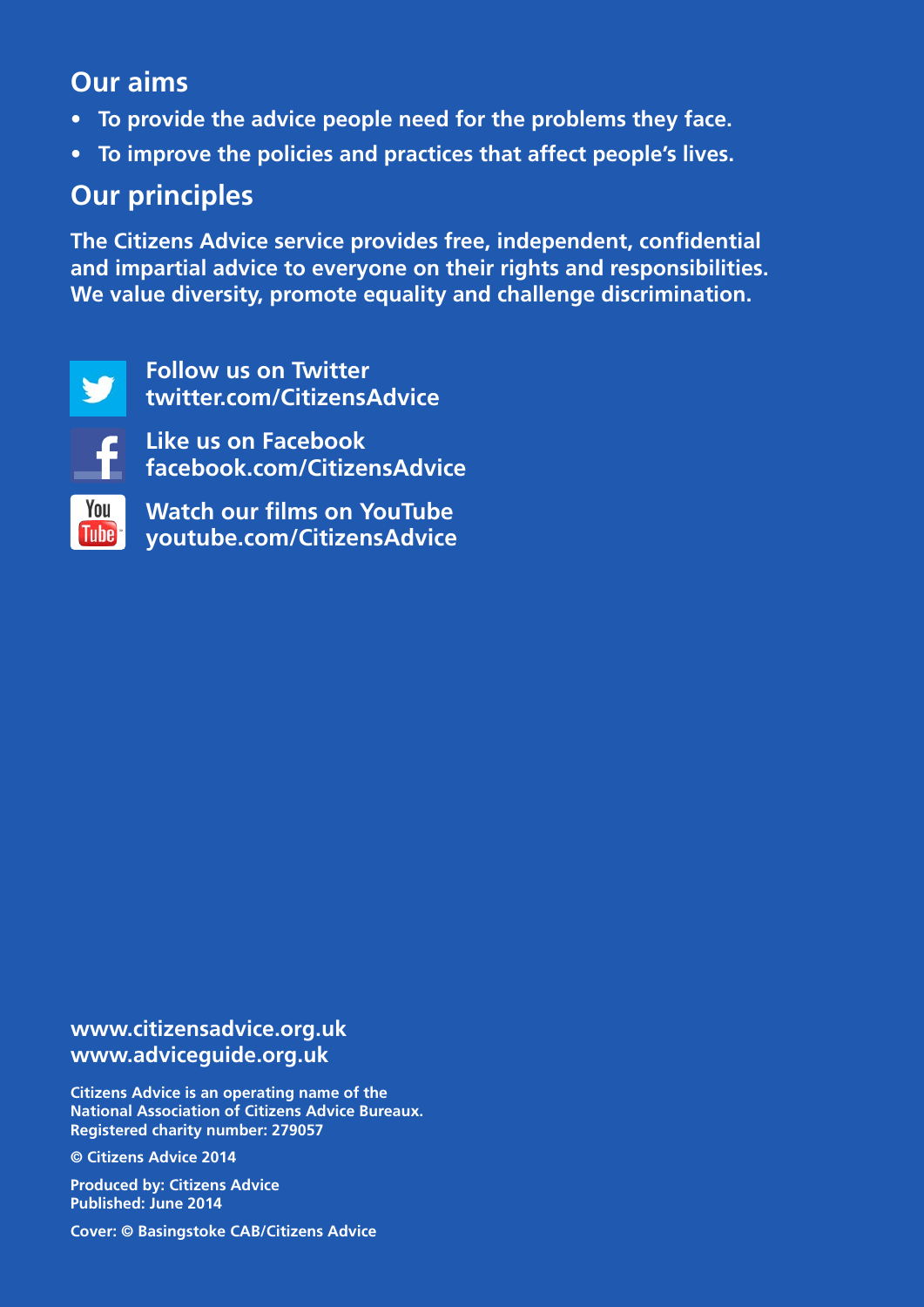## Our aims

- **To provide the advice people need for the problems they face.**
- **To improve the policies and practices that affect people's lives.**

## Our principles

**The Citizens Advice service provides free, independent, confidential and impartial advice to everyone on their rights and responsibilities. We value diversity, promote equality and challenge discrimination.**

**Follow us on Twitter**
**twitter.com/CitizensAdvice**

**Like us on Facebook**
**facebook.com/CitizensAdvice**

**Watch our films on YouTube**
**youtube.com/CitizensAdvice**

**www.citizensadvice.org.uk**
**www.adviceguide.org.uk**

Citizens Advice is an operating name of the National Association of Citizens Advice Bureaux.
Registered charity number: 279057

© Citizens Advice 2014

Produced by: Citizens Advice
Published: June 2014

Cover: © Basingstoke CAB/Citizens Advice